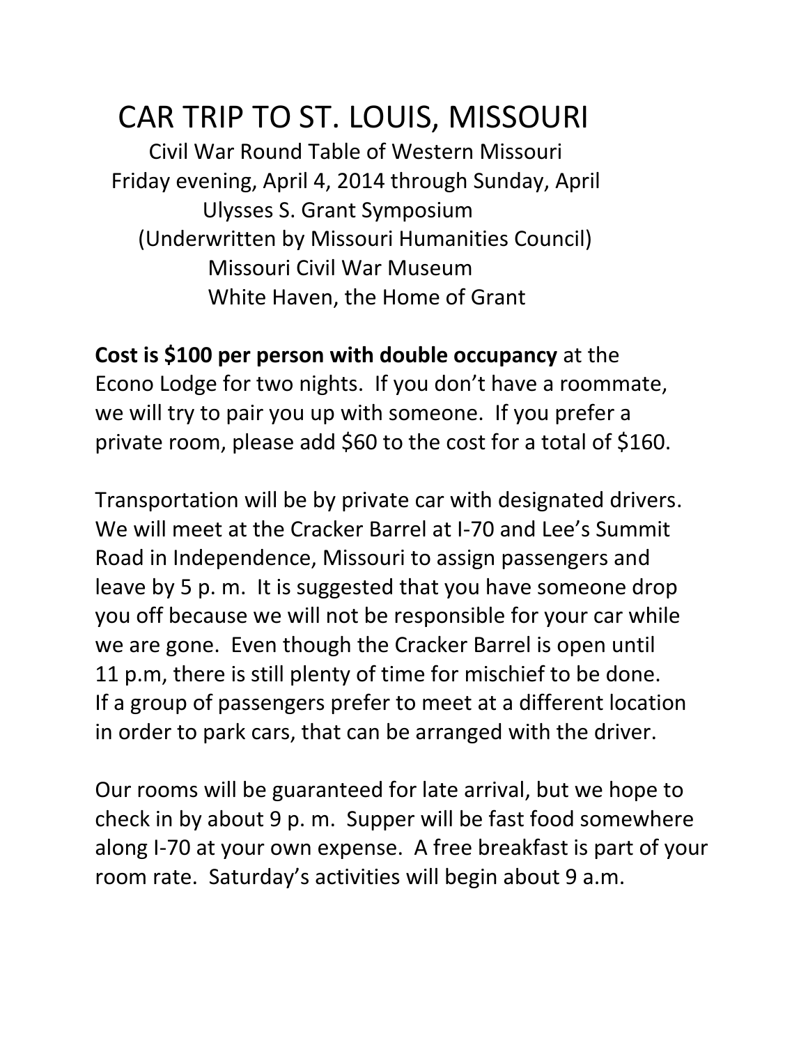# CAR TRIP TO ST. LOUIS, MISSOURI

Civil War Round Table of Western Missouri
Friday evening, April 4, 2014 through Sunday, April
Ulysses S. Grant Symposium
(Underwritten by Missouri Humanities Council)
Missouri Civil War Museum
White Haven, the Home of Grant

**Cost is $100 per person with double occupancy** at the Econo Lodge for two nights. If you don't have a roommate, we will try to pair you up with someone. If you prefer a private room, please add $60 to the cost for a total of $160.

Transportation will be by private car with designated drivers. We will meet at the Cracker Barrel at I-70 and Lee's Summit Road in Independence, Missouri to assign passengers and leave by 5 p. m. It is suggested that you have someone drop you off because we will not be responsible for your car while we are gone. Even though the Cracker Barrel is open until 11 p.m, there is still plenty of time for mischief to be done. If a group of passengers prefer to meet at a different location in order to park cars, that can be arranged with the driver.

Our rooms will be guaranteed for late arrival, but we hope to check in by about 9 p. m. Supper will be fast food somewhere along I-70 at your own expense. A free breakfast is part of your room rate. Saturday's activities will begin about 9 a.m.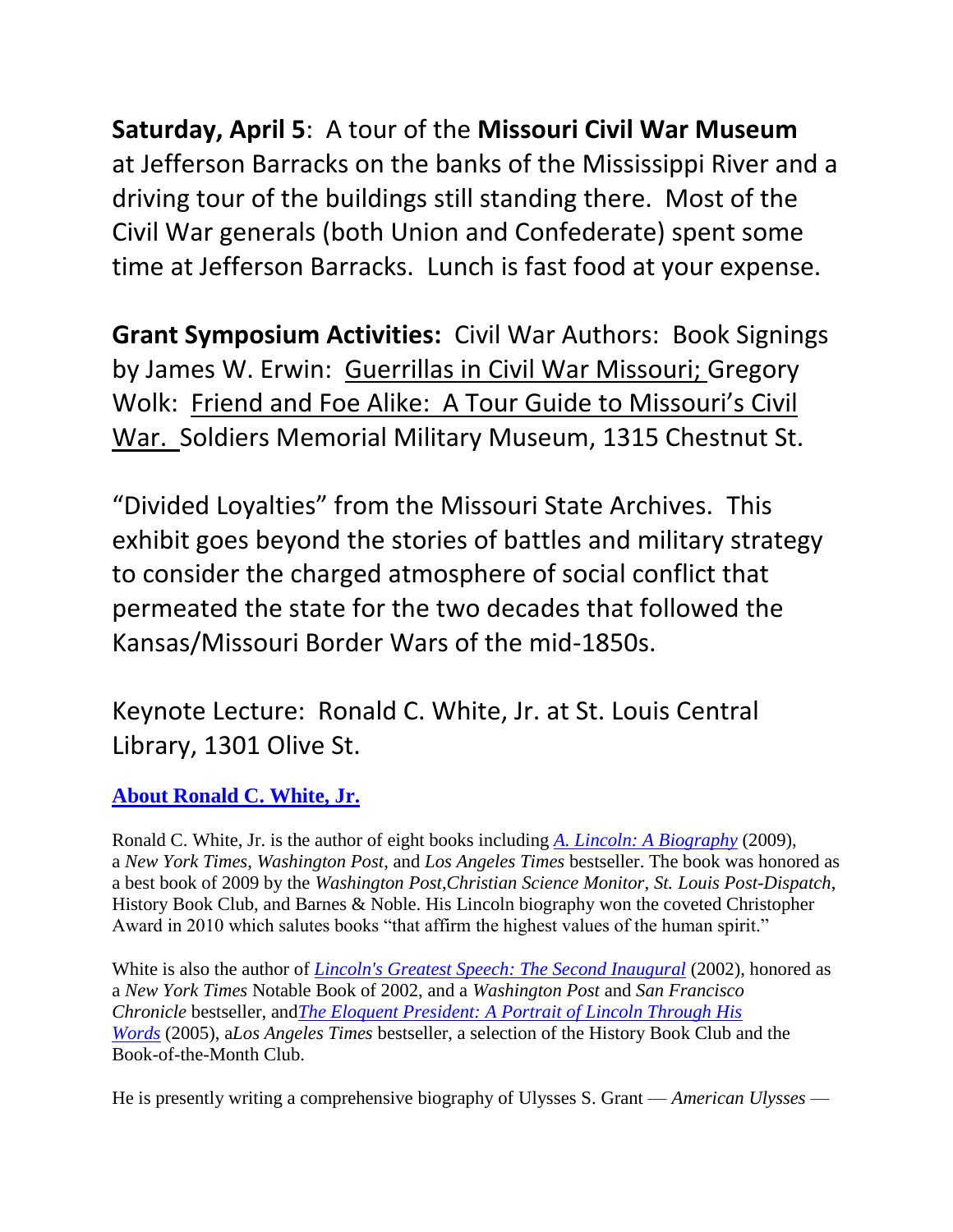**Saturday, April 5**: A tour of the **Missouri Civil War Museum** at Jefferson Barracks on the banks of the Mississippi River and a driving tour of the buildings still standing there. Most of the Civil War generals (both Union and Confederate) spent some time at Jefferson Barracks. Lunch is fast food at your expense.

**Grant Symposium Activities:** Civil War Authors: Book Signings by James W. Erwin: Guerrillas in Civil War Missouri; Gregory Wolk: Friend and Foe Alike: A Tour Guide to Missouri's Civil War. Soldiers Memorial Military Museum, 1315 Chestnut St.

"Divided Loyalties" from the Missouri State Archives. This exhibit goes beyond the stories of battles and military strategy to consider the charged atmosphere of social conflict that permeated the state for the two decades that followed the Kansas/Missouri Border Wars of the mid-1850s.

Keynote Lecture: Ronald C. White, Jr. at St. Louis Central Library, 1301 Olive St.

**About Ronald C. White, Jr.**

Ronald C. White, Jr. is the author of eight books including *A. Lincoln: A Biography* (2009), a *New York Times*, *Washington Post*, and *Los Angeles Times* bestseller. The book was honored as a best book of 2009 by the *Washington Post*,*Christian Science Monitor*, *St. Louis Post-Dispatch*, History Book Club, and Barnes & Noble. His Lincoln biography won the coveted Christopher Award in 2010 which salutes books "that affirm the highest values of the human spirit."

White is also the author of *Lincoln's Greatest Speech: The Second Inaugural* (2002), honored as a *New York Times* Notable Book of 2002, and a *Washington Post* and *San Francisco Chronicle* bestseller, and*The Eloquent President: A Portrait of Lincoln Through His Words* (2005), a*Los Angeles Times* bestseller, a selection of the History Book Club and the Book-of-the-Month Club.

He is presently writing a comprehensive biography of Ulysses S. Grant — *American Ulysses* —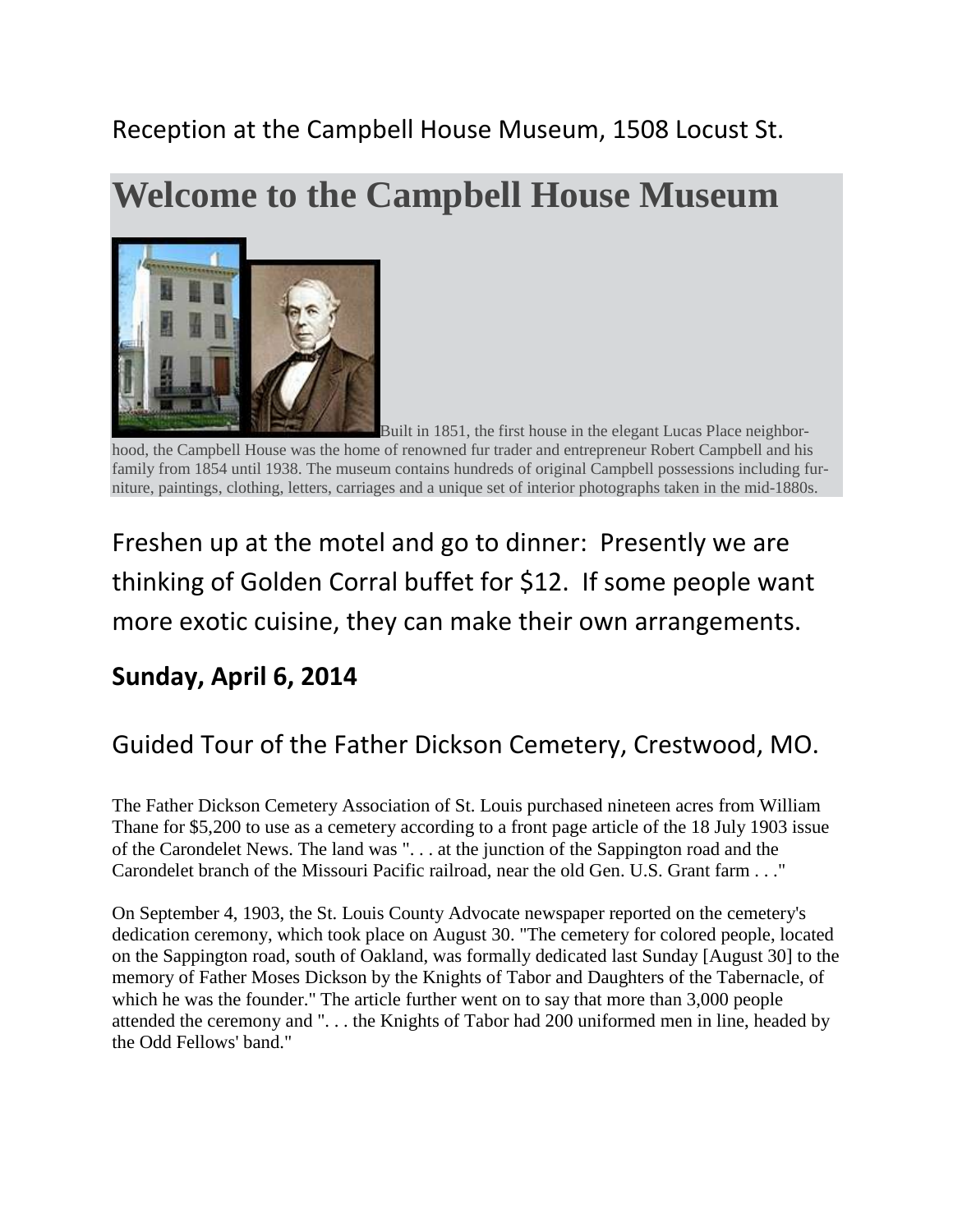Reception at the Campbell House Museum, 1508 Locust St.

# Welcome to the Campbell House Museum

Built in 1851, the first house in the elegant Lucas Place neighborhood, the Campbell House was the home of renowned fur trader and entrepreneur Robert Campbell and his family from 1854 until 1938. The museum contains hundreds of original Campbell possessions including furniture, paintings, clothing, letters, carriages and a unique set of interior photographs taken in the mid-1880s.

Freshen up at the motel and go to dinner: Presently we are thinking of Golden Corral buffet for $12. If some people want more exotic cuisine, they can make their own arrangements.

## Sunday, April 6, 2014

Guided Tour of the Father Dickson Cemetery, Crestwood, MO.

The Father Dickson Cemetery Association of St. Louis purchased nineteen acres from William Thane for $5,200 to use as a cemetery according to a front page article of the 18 July 1903 issue of the Carondelet News. The land was ". . . at the junction of the Sappington road and the Carondelet branch of the Missouri Pacific railroad, near the old Gen. U.S. Grant farm . . ."

On September 4, 1903, the St. Louis County Advocate newspaper reported on the cemetery's dedication ceremony, which took place on August 30. "The cemetery for colored people, located on the Sappington road, south of Oakland, was formally dedicated last Sunday [August 30] to the memory of Father Moses Dickson by the Knights of Tabor and Daughters of the Tabernacle, of which he was the founder." The article further went on to say that more than 3,000 people attended the ceremony and ". . . the Knights of Tabor had 200 uniformed men in line, headed by the Odd Fellows' band."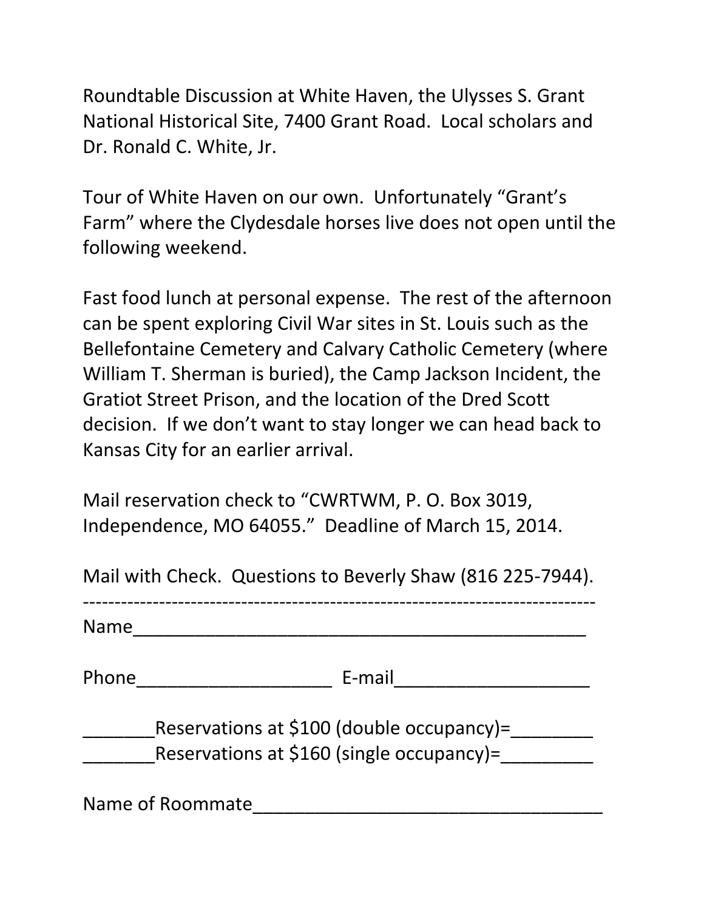Roundtable Discussion at White Haven, the Ulysses S. Grant National Historical Site, 7400 Grant Road. Local scholars and Dr. Ronald C. White, Jr.

Tour of White Haven on our own. Unfortunately "Grant's Farm" where the Clydesdale horses live does not open until the following weekend.

Fast food lunch at personal expense. The rest of the afternoon can be spent exploring Civil War sites in St. Louis such as the Bellefontaine Cemetery and Calvary Catholic Cemetery (where William T. Sherman is buried), the Camp Jackson Incident, the Gratiot Street Prison, and the location of the Dred Scott decision. If we don't want to stay longer we can head back to Kansas City for an earlier arrival.

Mail reservation check to "CWRTWM, P. O. Box 3019, Independence, MO 64055." Deadline of March 15, 2014.

Mail with Check. Questions to Beverly Shaw (816 225-7944).

--------------------------------------------------------------------------------

Name_______________________________________________

Phone___________________ E-mail___________________

_______Reservations at $100 (double occupancy)=________

_______Reservations at $160 (single occupancy)=_________

Name of Roommate___________________________________